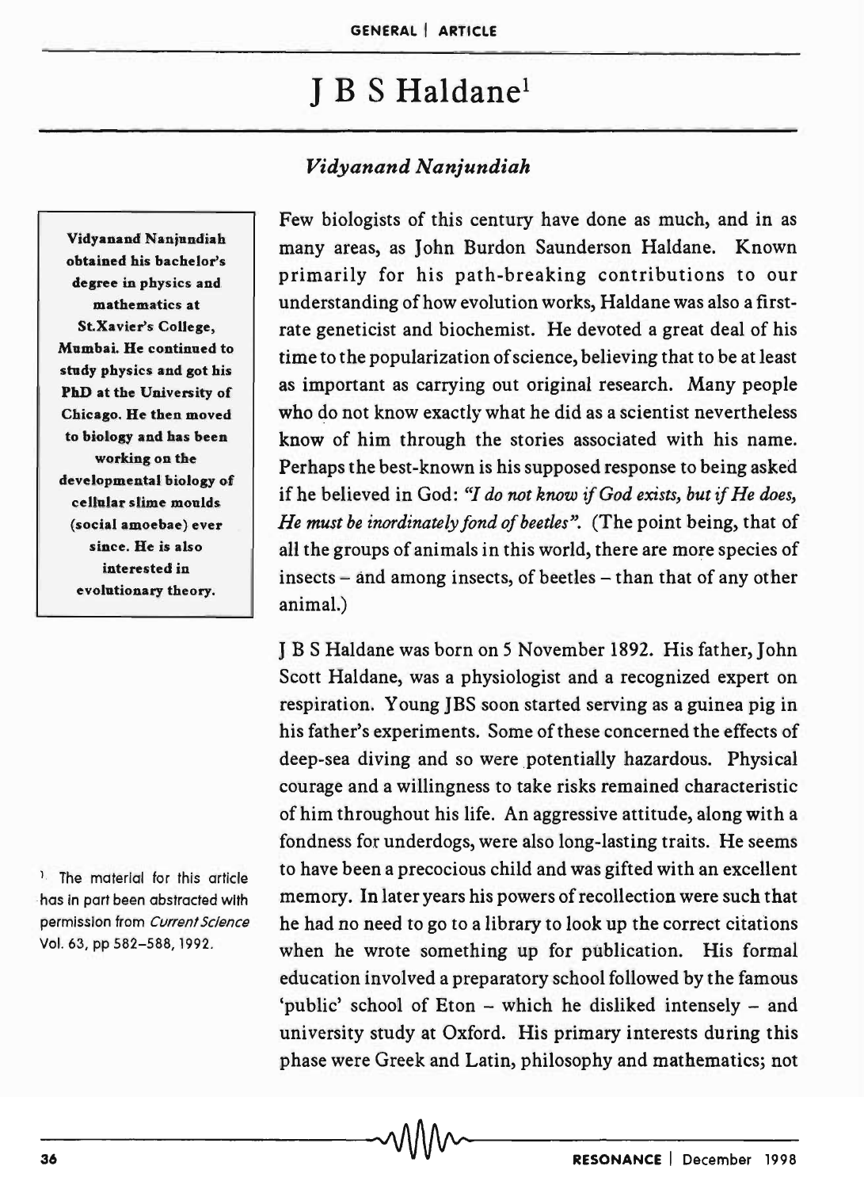# J B S Haldane[1]

*Vidyanand Nanjundiah*

**Vidyanand Nanjundiah obtained his bachelor's degree in physics and mathematics at St.Xavier's College, Mumbai. He continued to study physics and got his PhD at the University of Chicago. He then moved to biology and has been working on the developmental biology of cellular slime moulds (social amoebae) ever since. He is also interested in evolutionary theory.**

Few biologists of this century have done as much, and in as many areas, as John Burdon Saunderson Haldane. Known primarily for his path-breaking contributions to our understanding of how evolution works, Haldane was also a first-rate geneticist and biochemist. He devoted a great deal of his time to the popularization of science, believing that to be at least as important as carrying out original research. Many people who do not know exactly what he did as a scientist nevertheless know of him through the stories associated with his name. Perhaps the best-known is his supposed response to being asked if he believed in God: *"I do not know if God exists, but if He does, He must be inordinately fond of beetles"*. (The point being, that of all the groups of animals in this world, there are more species of insects – and among insects, of beetles – than that of any other animal.)

J B S Haldane was born on 5 November 1892. His father, John Scott Haldane, was a physiologist and a recognized expert on respiration. Young JBS soon started serving as a guinea pig in his father's experiments. Some of these concerned the effects of deep-sea diving and so were potentially hazardous. Physical courage and a willingness to take risks remained characteristic of him throughout his life. An aggressive attitude, along with a fondness for underdogs, were also long-lasting traits. He seems to have been a precocious child and was gifted with an excellent memory. In later years his powers of recollection were such that he had no need to go to a library to look up the correct citations when he wrote something up for publication. His formal education involved a preparatory school followed by the famous 'public' school of Eton – which he disliked intensely – and university study at Oxford. His primary interests during this phase were Greek and Latin, philosophy and mathematics; not

[1] The material for this article has in part been abstracted with permission from *Current Science* Vol. 63, pp 582–588, 1992.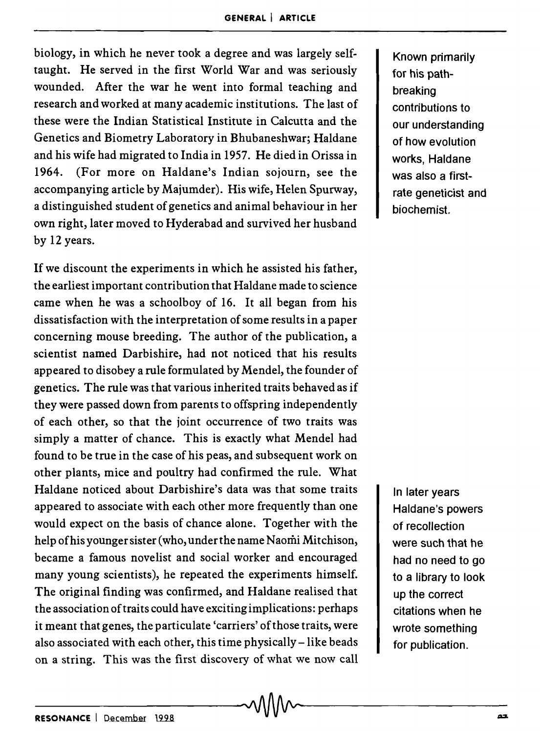biology, in which he never took a degree and was largely self-taught. He served in the first World War and was seriously wounded. After the war he went into formal teaching and research and worked at many academic institutions. The last of these were the Indian Statistical Institute in Calcutta and the Genetics and Biometry Laboratory in Bhubaneshwar; Haldane and his wife had migrated to India in 1957. He died in Orissa in 1964. (For more on Haldane's Indian sojourn, see the accompanying article by Majumder). His wife, Helen Spurway, a distinguished student of genetics and animal behaviour in her own right, later moved to Hyderabad and survived her husband by 12 years.

Known primarily for his path-breaking contributions to our understanding of how evolution works, Haldane was also a first-rate geneticist and biochemist.

If we discount the experiments in which he assisted his father, the earliest important contribution that Haldane made to science came when he was a schoolboy of 16. It all began from his dissatisfaction with the interpretation of some results in a paper concerning mouse breeding. The author of the publication, a scientist named Darbishire, had not noticed that his results appeared to disobey a rule formulated by Mendel, the founder of genetics. The rule was that various inherited traits behaved as if they were passed down from parents to offspring independently of each other, so that the joint occurrence of two traits was simply a matter of chance. This is exactly what Mendel had found to be true in the case of his peas, and subsequent work on other plants, mice and poultry had confirmed the rule. What Haldane noticed about Darbishire's data was that some traits appeared to associate with each other more frequently than one would expect on the basis of chance alone. Together with the help of his younger sister (who, under the name Naomi Mitchison, became a famous novelist and social worker and encouraged many young scientists), he repeated the experiments himself. The original finding was confirmed, and Haldane realised that the association of traits could have exciting implications: perhaps it meant that genes, the particulate 'carriers' of those traits, were also associated with each other, this time physically – like beads on a string. This was the first discovery of what we now call

In later years Haldane's powers of recollection were such that he had no need to go to a library to look up the correct citations when he wrote something for publication.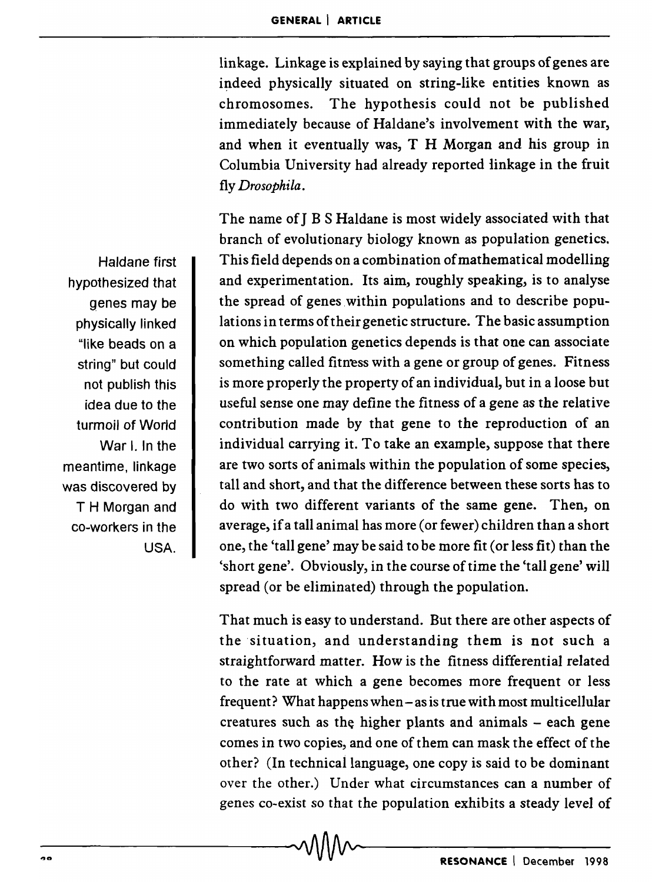linkage. Linkage is explained by saying that groups of genes are indeed physically situated on string-like entities known as chromosomes. The hypothesis could not be published immediately because of Haldane's involvement with the war, and when it eventually was, T H Morgan and his group in Columbia University had already reported linkage in the fruit fly *Drosophila*.

Haldane first hypothesized that genes may be physically linked "like beads on a string" but could not publish this idea due to the turmoil of World War I. In the meantime, linkage was discovered by T H Morgan and co-workers in the USA.

The name of J B S Haldane is most widely associated with that branch of evolutionary biology known as population genetics. This field depends on a combination of mathematical modelling and experimentation. Its aim, roughly speaking, is to analyse the spread of genes within populations and to describe populations in terms of their genetic structure. The basic assumption on which population genetics depends is that one can associate something called fitness with a gene or group of genes. Fitness is more properly the property of an individual, but in a loose but useful sense one may define the fitness of a gene as the relative contribution made by that gene to the reproduction of an individual carrying it. To take an example, suppose that there are two sorts of animals within the population of some species, tall and short, and that the difference between these sorts has to do with two different variants of the same gene. Then, on average, if a tall animal has more (or fewer) children than a short one, the 'tall gene' may be said to be more fit (or less fit) than the 'short gene'. Obviously, in the course of time the 'tall gene' will spread (or be eliminated) through the population.

That much is easy to understand. But there are other aspects of the situation, and understanding them is not such a straightforward matter. How is the fitness differential related to the rate at which a gene becomes more frequent or less frequent? What happens when – as is true with most multicellular creatures such as the higher plants and animals – each gene comes in two copies, and one of them can mask the effect of the other? (In technical language, one copy is said to be dominant over the other.) Under what circumstances can a number of genes co-exist so that the population exhibits a steady level of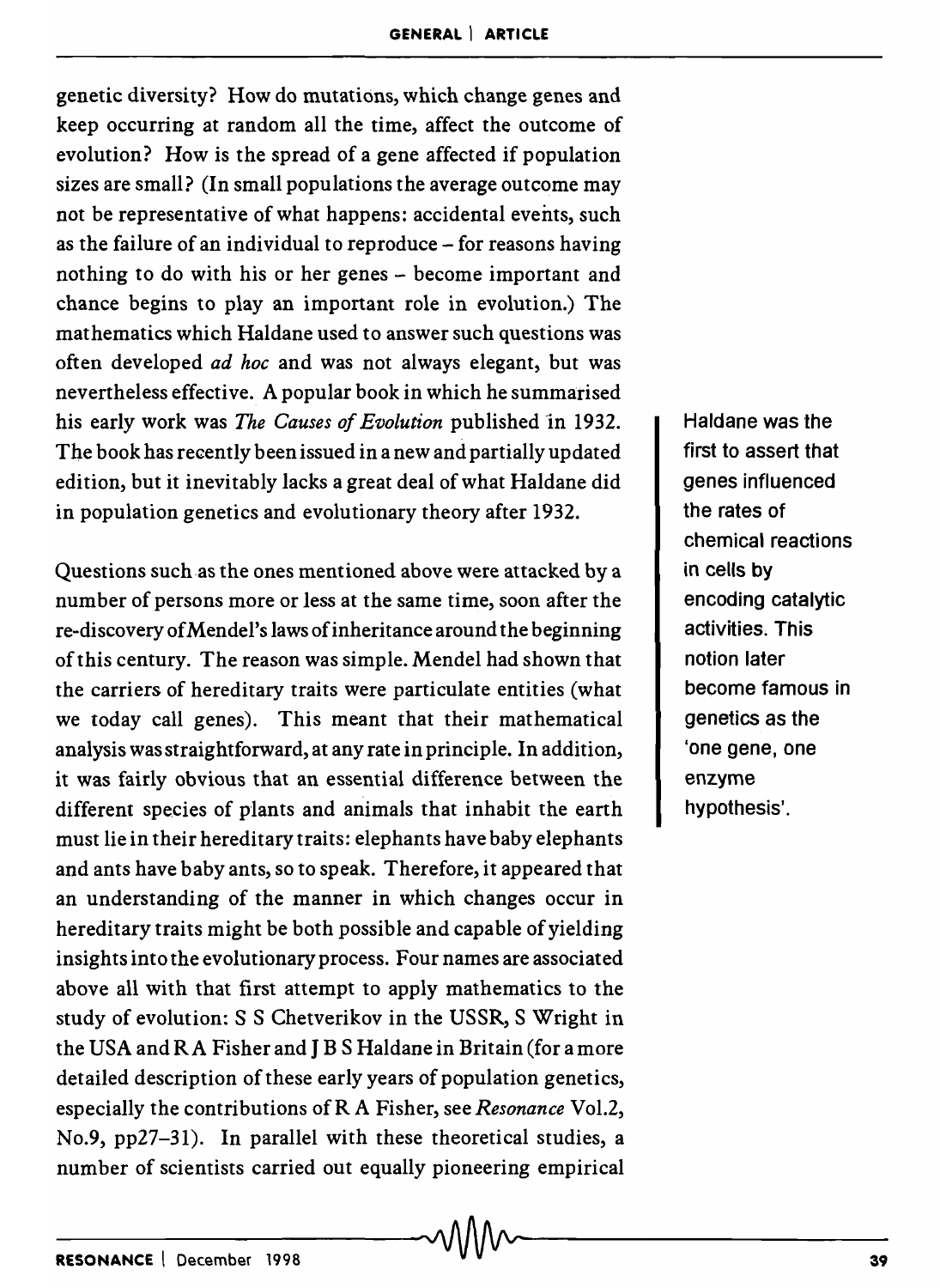genetic diversity? How do mutations, which change genes and keep occurring at random all the time, affect the outcome of evolution? How is the spread of a gene affected if population sizes are small? (In small populations the average outcome may not be representative of what happens: accidental events, such as the failure of an individual to reproduce – for reasons having nothing to do with his or her genes – become important and chance begins to play an important role in evolution.) The mathematics which Haldane used to answer such questions was often developed *ad hoc* and was not always elegant, but was nevertheless effective. A popular book in which he summarised his early work was *The Causes of Evolution* published in 1932. The book has recently been issued in a new and partially updated edition, but it inevitably lacks a great deal of what Haldane did in population genetics and evolutionary theory after 1932.

Haldane was the first to assert that genes influenced the rates of chemical reactions in cells by encoding catalytic activities. This notion later become famous in genetics as the 'one gene, one enzyme hypothesis'.

Questions such as the ones mentioned above were attacked by a number of persons more or less at the same time, soon after the re-discovery of Mendel's laws of inheritance around the beginning of this century. The reason was simple. Mendel had shown that the carriers of hereditary traits were particulate entities (what we today call genes). This meant that their mathematical analysis was straightforward, at any rate in principle. In addition, it was fairly obvious that an essential difference between the different species of plants and animals that inhabit the earth must lie in their hereditary traits: elephants have baby elephants and ants have baby ants, so to speak. Therefore, it appeared that an understanding of the manner in which changes occur in hereditary traits might be both possible and capable of yielding insights into the evolutionary process. Four names are associated above all with that first attempt to apply mathematics to the study of evolution: S S Chetverikov in the USSR, S Wright in the USA and R A Fisher and J B S Haldane in Britain (for a more detailed description of these early years of population genetics, especially the contributions of R A Fisher, see *Resonance* Vol.2, No.9, pp27–31). In parallel with these theoretical studies, a number of scientists carried out equally pioneering empirical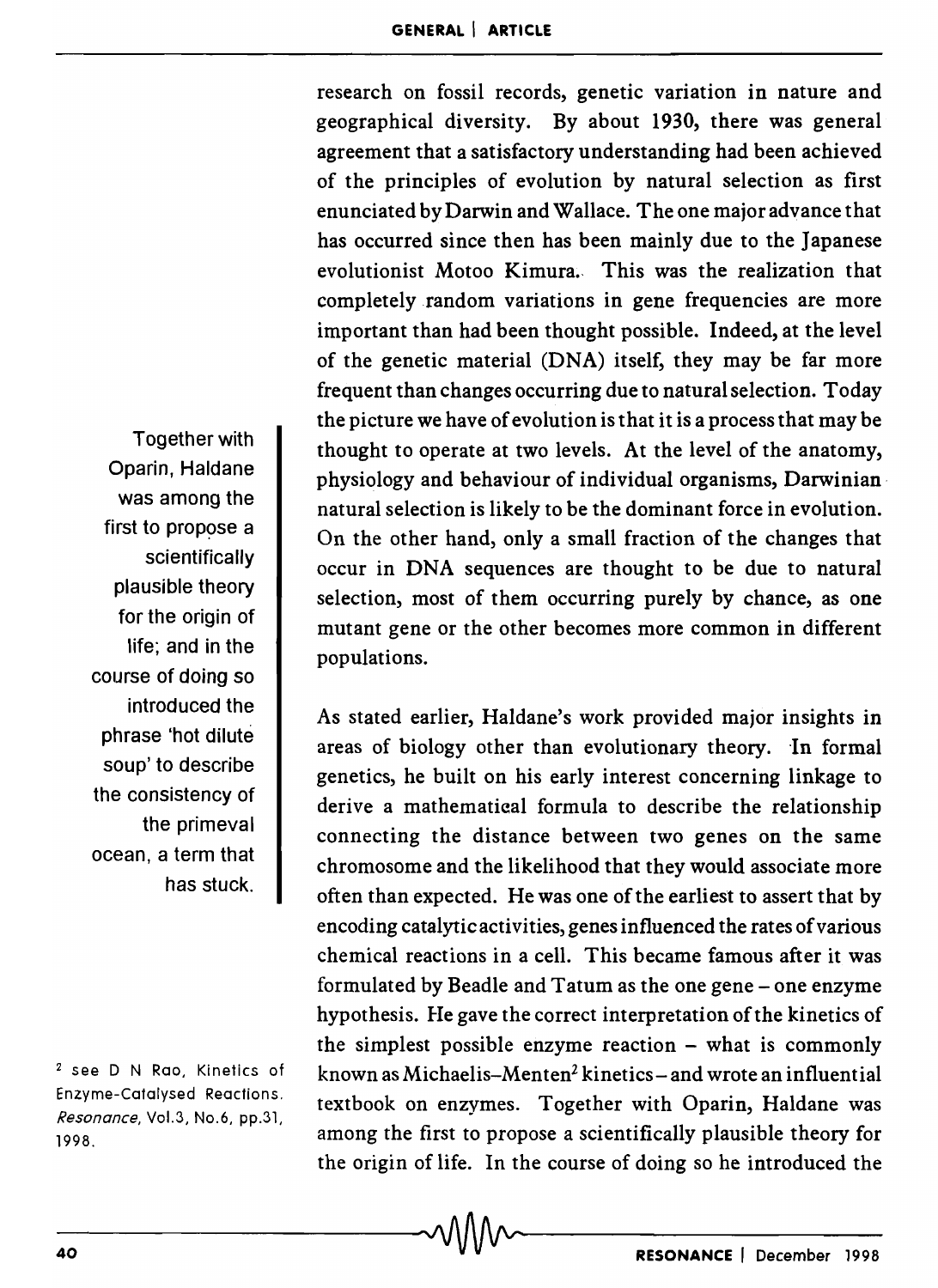research on fossil records, genetic variation in nature and geographical diversity. By about 1930, there was general agreement that a satisfactory understanding had been achieved of the principles of evolution by natural selection as first enunciated by Darwin and Wallace. The one major advance that has occurred since then has been mainly due to the Japanese evolutionist Motoo Kimura. This was the realization that completely random variations in gene frequencies are more important than had been thought possible. Indeed, at the level of the genetic material (DNA) itself, they may be far more frequent than changes occurring due to natural selection. Today the picture we have of evolution is that it is a process that may be thought to operate at two levels. At the level of the anatomy, physiology and behaviour of individual organisms, Darwinian natural selection is likely to be the dominant force in evolution. On the other hand, only a small fraction of the changes that occur in DNA sequences are thought to be due to natural selection, most of them occurring purely by chance, as one mutant gene or the other becomes more common in different populations.

> Together with Oparin, Haldane was among the first to propose a scientifically plausible theory for the origin of life; and in the course of doing so introduced the phrase 'hot dilute soup' to describe the consistency of the primeval ocean, a term that has stuck.

As stated earlier, Haldane's work provided major insights in areas of biology other than evolutionary theory. In formal genetics, he built on his early interest concerning linkage to derive a mathematical formula to describe the relationship connecting the distance between two genes on the same chromosome and the likelihood that they would associate more often than expected. He was one of the earliest to assert that by encoding catalytic activities, genes influenced the rates of various chemical reactions in a cell. This became famous after it was formulated by Beadle and Tatum as the one gene – one enzyme hypothesis. He gave the correct interpretation of the kinetics of the simplest possible enzyme reaction – what is commonly known as Michaelis–Menten[2] kinetics – and wrote an influential textbook on enzymes. Together with Oparin, Haldane was among the first to propose a scientifically plausible theory for the origin of life. In the course of doing so he introduced the

[2] see D N Rao, Kinetics of Enzyme-Catalysed Reactions. *Resonance*, Vol.3, No.6, pp.31, 1998.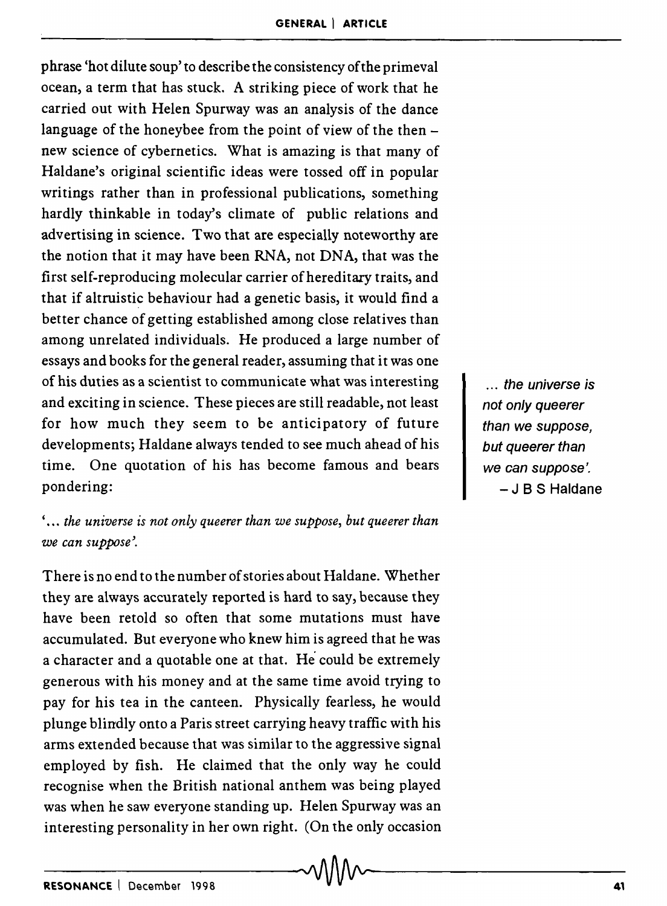phrase 'hot dilute soup' to describe the consistency of the primeval ocean, a term that has stuck. A striking piece of work that he carried out with Helen Spurway was an analysis of the dance language of the honeybee from the point of view of the then – new science of cybernetics. What is amazing is that many of Haldane's original scientific ideas were tossed off in popular writings rather than in professional publications, something hardly thinkable in today's climate of public relations and advertising in science. Two that are especially noteworthy are the notion that it may have been RNA, not DNA, that was the first self-reproducing molecular carrier of hereditary traits, and that if altruistic behaviour had a genetic basis, it would find a better chance of getting established among close relatives than among unrelated individuals. He produced a large number of essays and books for the general reader, assuming that it was one of his duties as a scientist to communicate what was interesting and exciting in science. These pieces are still readable, not least for how much they seem to be anticipatory of future developments; Haldane always tended to see much ahead of his time. One quotation of his has become famous and bears pondering:

'... *the universe is not only queerer than we suppose, but queerer than we can suppose*'.

There is no end to the number of stories about Haldane. Whether they are always accurately reported is hard to say, because they have been retold so often that some mutations must have accumulated. But everyone who knew him is agreed that he was a character and a quotable one at that. He could be extremely generous with his money and at the same time avoid trying to pay for his tea in the canteen. Physically fearless, he would plunge blindly onto a Paris street carrying heavy traffic with his arms extended because that was similar to the aggressive signal employed by fish. He claimed that the only way he could recognise when the British national anthem was being played was when he saw everyone standing up. Helen Spurway was an interesting personality in her own right. (On the only occasion

*... the universe is not only queerer than we suppose, but queerer than we can suppose'.*
– J B S Haldane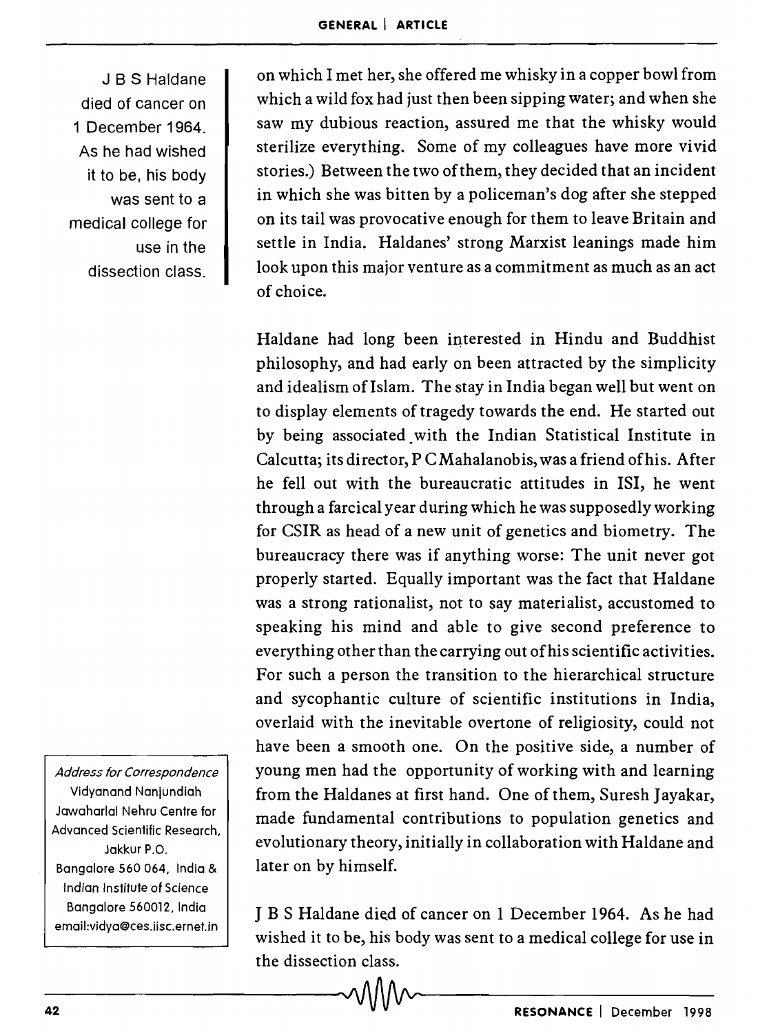on which I met her, she offered me whisky in a copper bowl from which a wild fox had just then been sipping water; and when she saw my dubious reaction, assured me that the whisky would sterilize everything. Some of my colleagues have more vivid stories.) Between the two of them, they decided that an incident in which she was bitten by a policeman's dog after she stepped on its tail was provocative enough for them to leave Britain and settle in India. Haldanes' strong Marxist leanings made him look upon this major venture as a commitment as much as an act of choice.

Haldane had long been interested in Hindu and Buddhist philosophy, and had early on been attracted by the simplicity and idealism of Islam. The stay in India began well but went on to display elements of tragedy towards the end. He started out by being associated with the Indian Statistical Institute in Calcutta; its director, P C Mahalanobis, was a friend of his. After he fell out with the bureaucratic attitudes in ISI, he went through a farcical year during which he was supposedly working for CSIR as head of a new unit of genetics and biometry. The bureaucracy there was if anything worse: The unit never got properly started. Equally important was the fact that Haldane was a strong rationalist, not to say materialist, accustomed to speaking his mind and able to give second preference to everything other than the carrying out of his scientific activities. For such a person the transition to the hierarchical structure and sycophantic culture of scientific institutions in India, overlaid with the inevitable overtone of religiosity, could not have been a smooth one. On the positive side, a number of young men had the opportunity of working with and learning from the Haldanes at first hand. One of them, Suresh Jayakar, made fundamental contributions to population genetics and evolutionary theory, initially in collaboration with Haldane and later on by himself.

J B S Haldane died of cancer on 1 December 1964. As he had wished it to be, his body was sent to a medical college for use in the dissection class.

*Address for Correspondence*
Vidyanand Nanjundiah
Jawaharlal Nehru Centre for Advanced Scientific Research,
Jakkur P.O.
Bangalore 560 064, India &
Indian Institute of Science
Bangalore 560012, India
email:vidya@ces.iisc.ernet.in